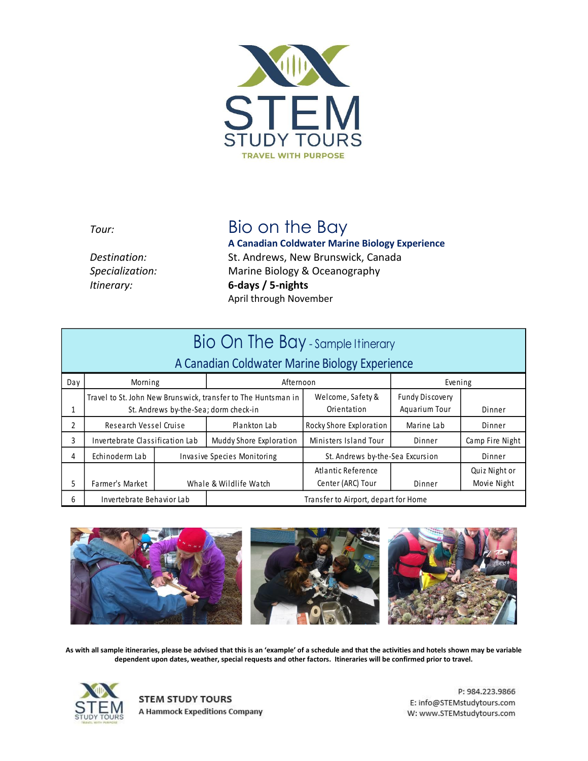# STEM STUDY TOURS

TRAVEL WITH PURPOSE

*Tour:* **Bio on the Bay**

**A Canadian Coldwater Marine Biology Experience**

*Destination:* St. Andrews, New Brunswick, Canada

*Specialization:* Marine Biology & Oceanography

*Itinerary:* **6-days / 5-nights**

April through November

## Bio On The Bay - Sample Itinerary

### A Canadian Coldwater Marine Biology Experience

| Day | Morning | | Afternoon | | Evening | |
|---|---|---|---|---|---|---|
| 1 | Travel to St. John New Brunswick, transfer to The Huntsman in St. Andrews by-the-Sea; dorm check-in | | | Welcome, Safety & Orientation | Fundy Discovery Aquarium Tour | Dinner |
| 2 | Research Vessel Cruise | | Plankton Lab | Rocky Shore Exploration | Marine Lab | Dinner |
| 3 | Invertebrate Classification Lab | | Muddy Shore Exploration | Ministers Island Tour | Dinner | Camp Fire Night |
| 4 | Echinoderm Lab | Invasive Species Monitoring | | St. Andrews by-the-Sea Excursion | | Dinner |
| 5 | Farmer's Market | Whale & Wildlife Watch | | Atlantic Reference Center (ARC) Tour | Dinner | Quiz Night or Movie Night |
| 6 | Invertebrate Behavior Lab | | Transfer to Airport, depart for Home | | | |

**As with all sample itineraries, please be advised that this is an 'example' of a schedule and that the activities and hotels shown may be variable dependent upon dates, weather, special requests and other factors. Itineraries will be confirmed prior to travel.**

**STEM STUDY TOURS**
**A Hammock Expeditions Company**

P: 984.223.9866
E: info@STEMstudytours.com
W: www.STEMstudytours.com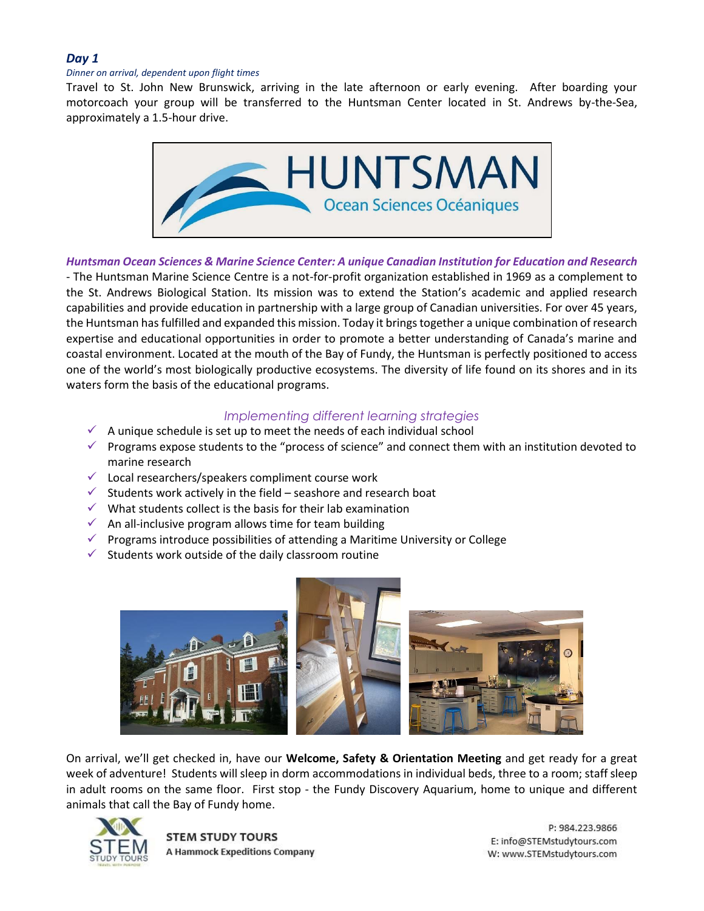## *Day 1*

*Dinner on arrival, dependent upon flight times*

Travel to St. John New Brunswick, arriving in the late afternoon or early evening. After boarding your motorcoach your group will be transferred to the Huntsman Center located in St. Andrews by-the-Sea, approximately a 1.5-hour drive.

***Huntsman Ocean Sciences & Marine Science Center: A unique Canadian Institution for Education and Research*** - The Huntsman Marine Science Centre is a not-for-profit organization established in 1969 as a complement to the St. Andrews Biological Station. Its mission was to extend the Station's academic and applied research capabilities and provide education in partnership with a large group of Canadian universities. For over 45 years, the Huntsman has fulfilled and expanded this mission. Today it brings together a unique combination of research expertise and educational opportunities in order to promote a better understanding of Canada's marine and coastal environment. Located at the mouth of the Bay of Fundy, the Huntsman is perfectly positioned to access one of the world's most biologically productive ecosystems. The diversity of life found on its shores and in its waters form the basis of the educational programs.

*Implementing different learning strategies*

- ✓ A unique schedule is set up to meet the needs of each individual school
- ✓ Programs expose students to the "process of science" and connect them with an institution devoted to marine research
- ✓ Local researchers/speakers compliment course work
- ✓ Students work actively in the field – seashore and research boat
- ✓ What students collect is the basis for their lab examination
- ✓ An all-inclusive program allows time for team building
- ✓ Programs introduce possibilities of attending a Maritime University or College
- ✓ Students work outside of the daily classroom routine

On arrival, we'll get checked in, have our **Welcome, Safety & Orientation Meeting** and get ready for a great week of adventure! Students will sleep in dorm accommodations in individual beds, three to a room; staff sleep in adult rooms on the same floor. First stop - the Fundy Discovery Aquarium, home to unique and different animals that call the Bay of Fundy home.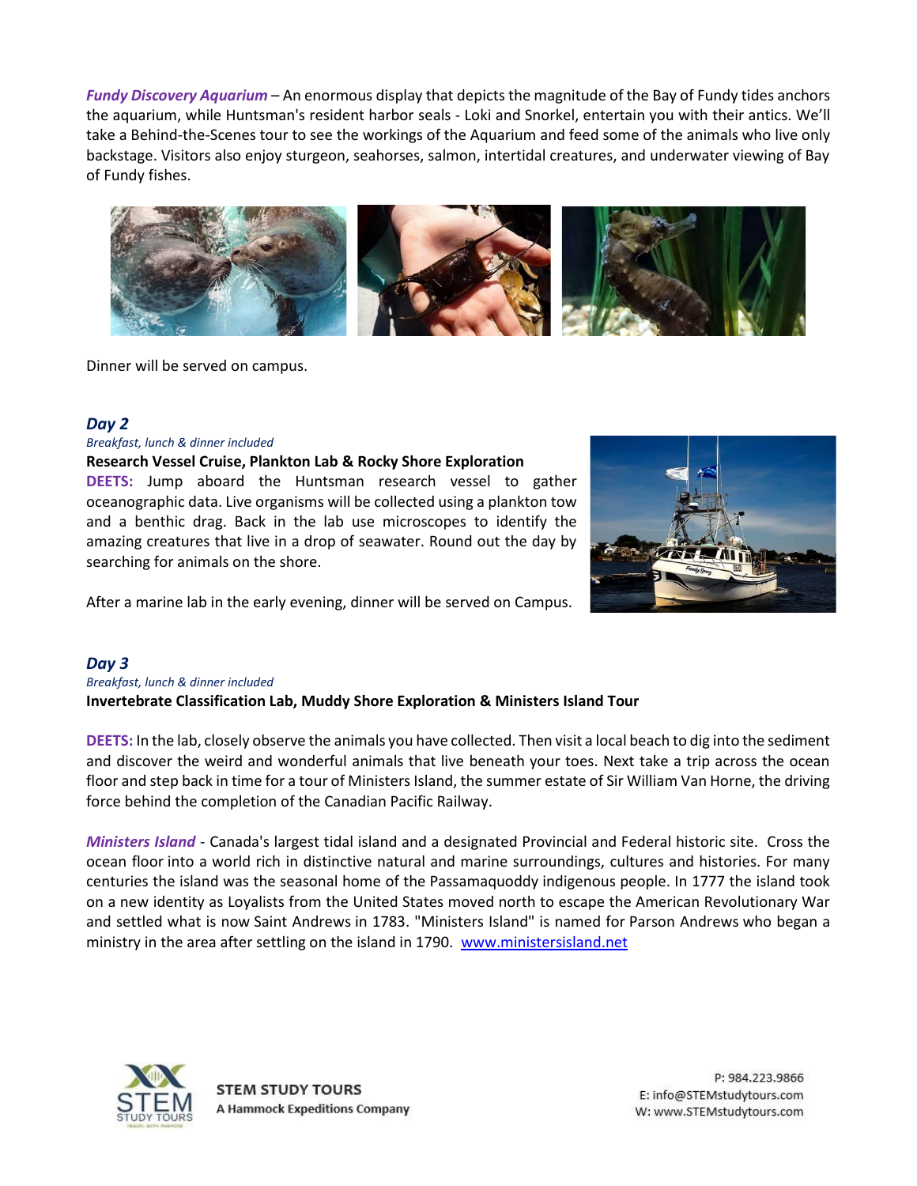***Fundy Discovery Aquarium*** – An enormous display that depicts the magnitude of the Bay of Fundy tides anchors the aquarium, while Huntsman's resident harbor seals - Loki and Snorkel, entertain you with their antics. We'll take a Behind-the-Scenes tour to see the workings of the Aquarium and feed some of the animals who live only backstage. Visitors also enjoy sturgeon, seahorses, salmon, intertidal creatures, and underwater viewing of Bay of Fundy fishes.

Dinner will be served on campus.

### *Day 2*

*Breakfast, lunch & dinner included*

**Research Vessel Cruise, Plankton Lab & Rocky Shore Exploration**

**DEETS:** Jump aboard the Huntsman research vessel to gather oceanographic data. Live organisms will be collected using a plankton tow and a benthic drag. Back in the lab use microscopes to identify the amazing creatures that live in a drop of seawater. Round out the day by searching for animals on the shore.

After a marine lab in the early evening, dinner will be served on Campus.

### *Day 3*

*Breakfast, lunch & dinner included*

**Invertebrate Classification Lab, Muddy Shore Exploration & Ministers Island Tour**

**DEETS:** In the lab, closely observe the animals you have collected. Then visit a local beach to dig into the sediment and discover the weird and wonderful animals that live beneath your toes. Next take a trip across the ocean floor and step back in time for a tour of Ministers Island, the summer estate of Sir William Van Horne, the driving force behind the completion of the Canadian Pacific Railway.

***Ministers Island*** - Canada's largest tidal island and a designated Provincial and Federal historic site. Cross the ocean floor into a world rich in distinctive natural and marine surroundings, cultures and histories. For many centuries the island was the seasonal home of the Passamaquoddy indigenous people. In 1777 the island took on a new identity as Loyalists from the United States moved north to escape the American Revolutionary War and settled what is now Saint Andrews in 1783. "Ministers Island" is named for Parson Andrews who began a ministry in the area after settling on the island in 1790. [www.ministersisland.net](http://www.ministersisland.net)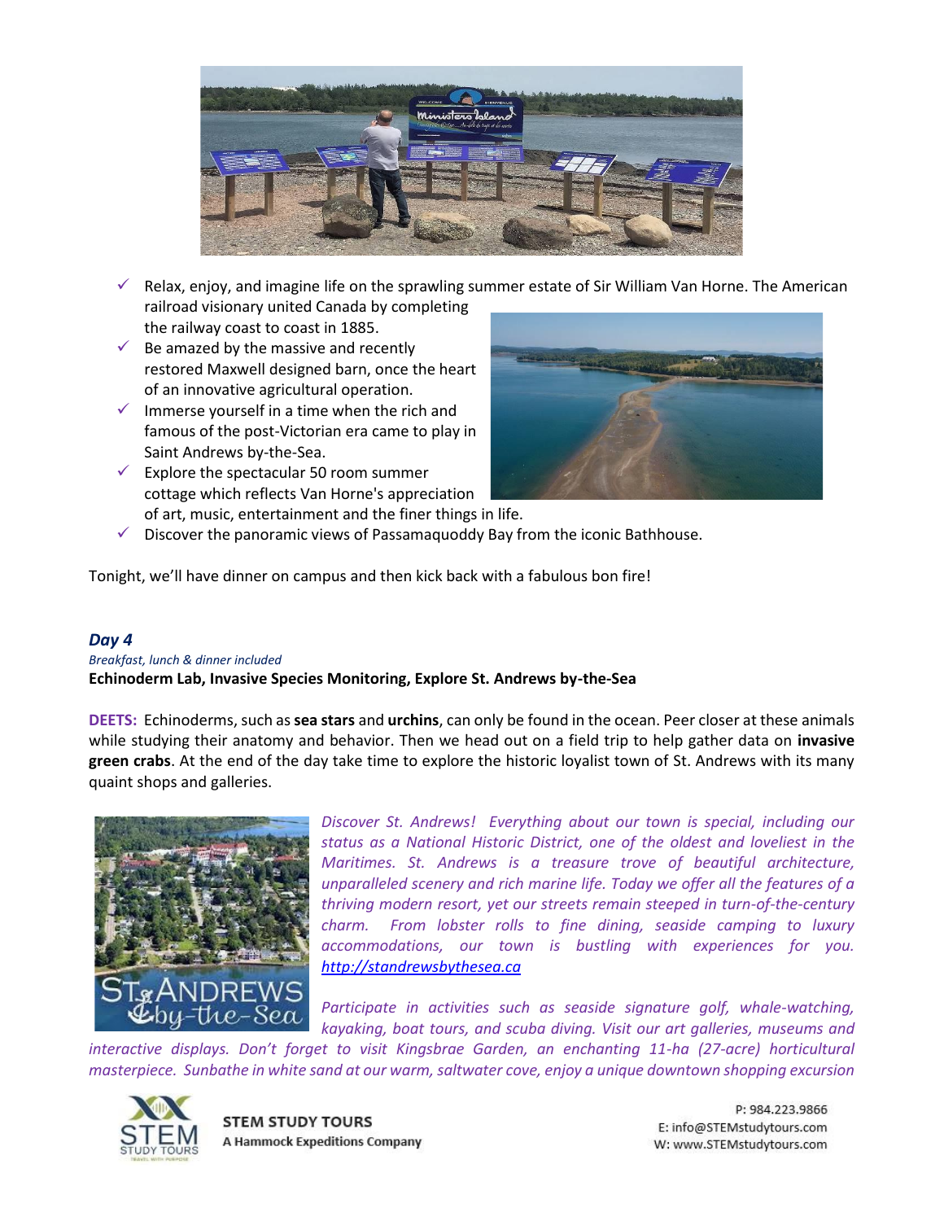- ✓ Relax, enjoy, and imagine life on the sprawling summer estate of Sir William Van Horne. The American railroad visionary united Canada by completing the railway coast to coast in 1885.
- ✓ Be amazed by the massive and recently restored Maxwell designed barn, once the heart of an innovative agricultural operation.
- ✓ Immerse yourself in a time when the rich and famous of the post-Victorian era came to play in Saint Andrews by-the-Sea.
- ✓ Explore the spectacular 50 room summer cottage which reflects Van Horne's appreciation of art, music, entertainment and the finer things in life.
- ✓ Discover the panoramic views of Passamaquoddy Bay from the iconic Bathhouse.

Tonight, we'll have dinner on campus and then kick back with a fabulous bon fire!

### *Day 4*

*Breakfast, lunch & dinner included*

**Echinoderm Lab, Invasive Species Monitoring, Explore St. Andrews by-the-Sea**

**DEETS:** Echinoderms, such as **sea stars** and **urchins**, can only be found in the ocean. Peer closer at these animals while studying their anatomy and behavior. Then we head out on a field trip to help gather data on **invasive green crabs**. At the end of the day take time to explore the historic loyalist town of St. Andrews with its many quaint shops and galleries.

*Discover St. Andrews! Everything about our town is special, including our status as a National Historic District, one of the oldest and loveliest in the Maritimes. St. Andrews is a treasure trove of beautiful architecture, unparalleled scenery and rich marine life. Today we offer all the features of a thriving modern resort, yet our streets remain steeped in turn-of-the-century charm. From lobster rolls to fine dining, seaside camping to luxury accommodations, our town is bustling with experiences for you.* *http://standrewsbythesea.ca*

*Participate in activities such as seaside signature golf, whale-watching, kayaking, boat tours, and scuba diving. Visit our art galleries, museums and interactive displays. Don't forget to visit Kingsbrae Garden, an enchanting 11-ha (27-acre) horticultural masterpiece. Sunbathe in white sand at our warm, saltwater cove, enjoy a unique downtown shopping excursion*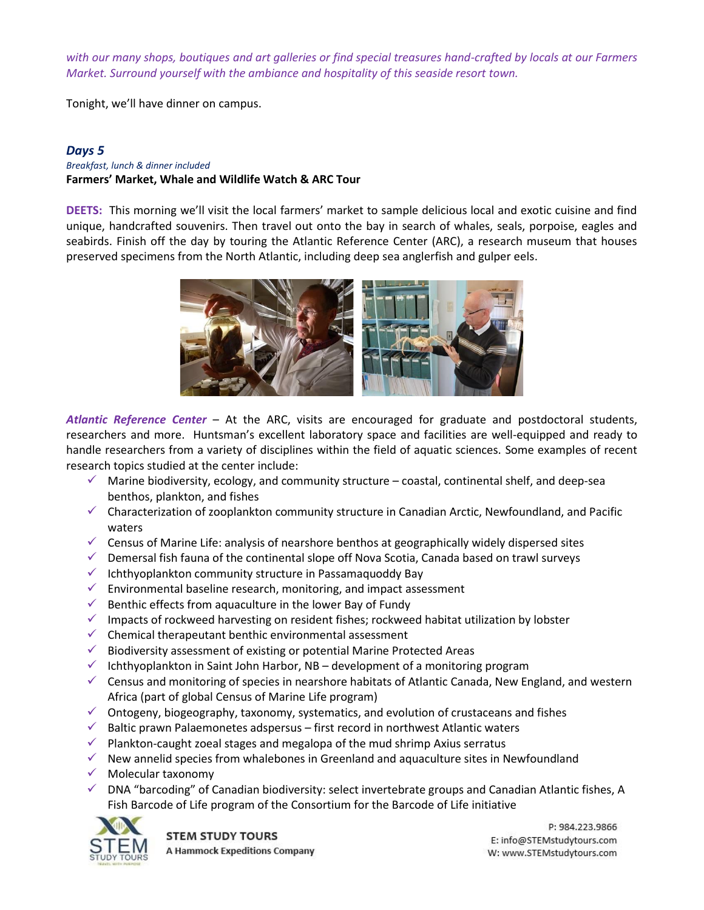*with our many shops, boutiques and art galleries or find special treasures hand-crafted by locals at our Farmers Market. Surround yourself with the ambiance and hospitality of this seaside resort town.*

Tonight, we'll have dinner on campus.

### *Days 5*

*Breakfast, lunch & dinner included*

**Farmers' Market, Whale and Wildlife Watch & ARC Tour**

**DEETS:** This morning we'll visit the local farmers' market to sample delicious local and exotic cuisine and find unique, handcrafted souvenirs. Then travel out onto the bay in search of whales, seals, porpoise, eagles and seabirds. Finish off the day by touring the Atlantic Reference Center (ARC), a research museum that houses preserved specimens from the North Atlantic, including deep sea anglerfish and gulper eels.

***Atlantic Reference Center*** – At the ARC, visits are encouraged for graduate and postdoctoral students, researchers and more. Huntsman's excellent laboratory space and facilities are well-equipped and ready to handle researchers from a variety of disciplines within the field of aquatic sciences. Some examples of recent research topics studied at the center include:

- Marine biodiversity, ecology, and community structure – coastal, continental shelf, and deep-sea benthos, plankton, and fishes
- Characterization of zooplankton community structure in Canadian Arctic, Newfoundland, and Pacific waters
- Census of Marine Life: analysis of nearshore benthos at geographically widely dispersed sites
- Demersal fish fauna of the continental slope off Nova Scotia, Canada based on trawl surveys
- Ichthyoplankton community structure in Passamaquoddy Bay
- Environmental baseline research, monitoring, and impact assessment
- Benthic effects from aquaculture in the lower Bay of Fundy
- Impacts of rockweed harvesting on resident fishes; rockweed habitat utilization by lobster
- Chemical therapeutant benthic environmental assessment
- Biodiversity assessment of existing or potential Marine Protected Areas
- Ichthyoplankton in Saint John Harbor, NB – development of a monitoring program
- Census and monitoring of species in nearshore habitats of Atlantic Canada, New England, and western Africa (part of global Census of Marine Life program)
- Ontogeny, biogeography, taxonomy, systematics, and evolution of crustaceans and fishes
- Baltic prawn Palaemonetes adspersus – first record in northwest Atlantic waters
- Plankton-caught zoeal stages and megalopa of the mud shrimp Axius serratus
- New annelid species from whalebones in Greenland and aquaculture sites in Newfoundland
- Molecular taxonomy
- DNA "barcoding" of Canadian biodiversity: select invertebrate groups and Canadian Atlantic fishes, A Fish Barcode of Life program of the Consortium for the Barcode of Life initiative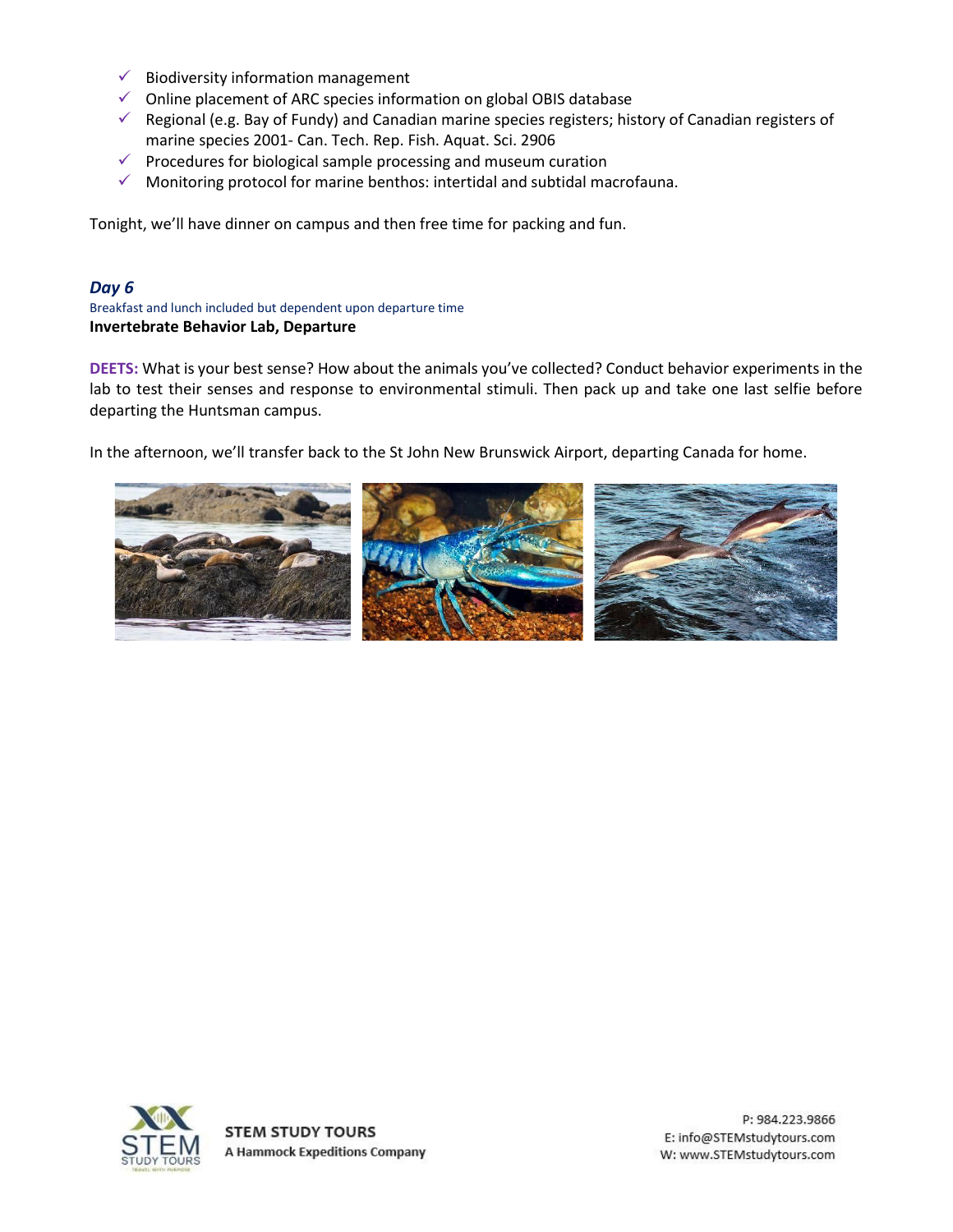- ✓ Biodiversity information management
- ✓ Online placement of ARC species information on global OBIS database
- ✓ Regional (e.g. Bay of Fundy) and Canadian marine species registers; history of Canadian registers of marine species 2001- Can. Tech. Rep. Fish. Aquat. Sci. 2906
- ✓ Procedures for biological sample processing and museum curation
- ✓ Monitoring protocol for marine benthos: intertidal and subtidal macrofauna.

Tonight, we'll have dinner on campus and then free time for packing and fun.

### *Day 6*

Breakfast and lunch included but dependent upon departure time

**Invertebrate Behavior Lab, Departure**

**DEETS:** What is your best sense? How about the animals you've collected? Conduct behavior experiments in the lab to test their senses and response to environmental stimuli. Then pack up and take one last selfie before departing the Huntsman campus.

In the afternoon, we'll transfer back to the St John New Brunswick Airport, departing Canada for home.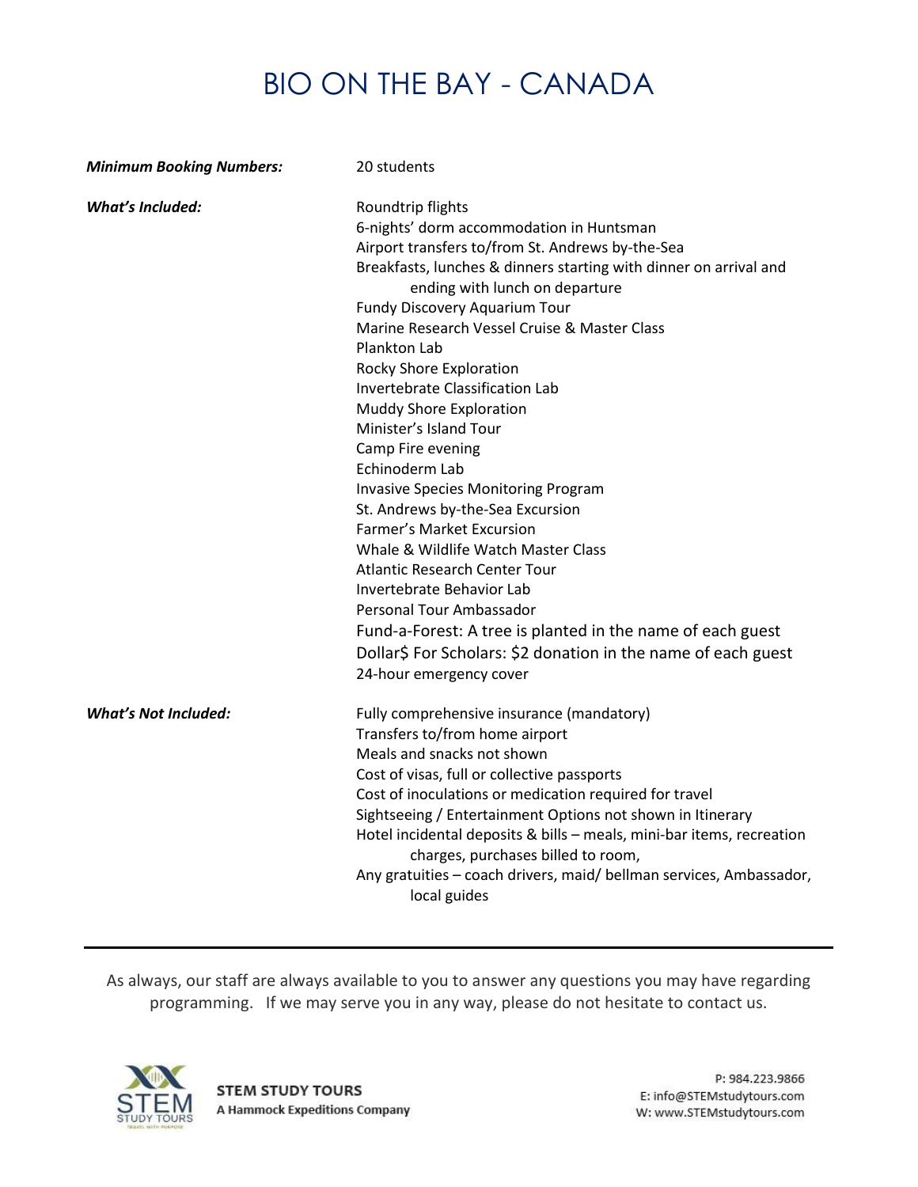# BIO ON THE BAY - CANADA

***Minimum Booking Numbers:*** 20 students

***What's Included:***

Roundtrip flights
6-nights' dorm accommodation in Huntsman
Airport transfers to/from St. Andrews by-the-Sea
Breakfasts, lunches & dinners starting with dinner on arrival and ending with lunch on departure
Fundy Discovery Aquarium Tour
Marine Research Vessel Cruise & Master Class
Plankton Lab
Rocky Shore Exploration
Invertebrate Classification Lab
Muddy Shore Exploration
Minister's Island Tour
Camp Fire evening
Echinoderm Lab
Invasive Species Monitoring Program
St. Andrews by-the-Sea Excursion
Farmer's Market Excursion
Whale & Wildlife Watch Master Class
Atlantic Research Center Tour
Invertebrate Behavior Lab
Personal Tour Ambassador
Fund-a-Forest: A tree is planted in the name of each guest
Dollar$ For Scholars: $2 donation in the name of each guest
24-hour emergency cover

***What's Not Included:***

Fully comprehensive insurance (mandatory)
Transfers to/from home airport
Meals and snacks not shown
Cost of visas, full or collective passports
Cost of inoculations or medication required for travel
Sightseeing / Entertainment Options not shown in Itinerary
Hotel incidental deposits & bills – meals, mini-bar items, recreation charges, purchases billed to room,
Any gratuities – coach drivers, maid/ bellman services, Ambassador, local guides

---

As always, our staff are always available to you to answer any questions you may have regarding programming. If we may serve you in any way, please do not hesitate to contact us.

**STEM STUDY TOURS**
**A Hammock Expeditions Company**

P: 984.223.9866
E: info@STEMstudytours.com
W: www.STEMstudytours.com